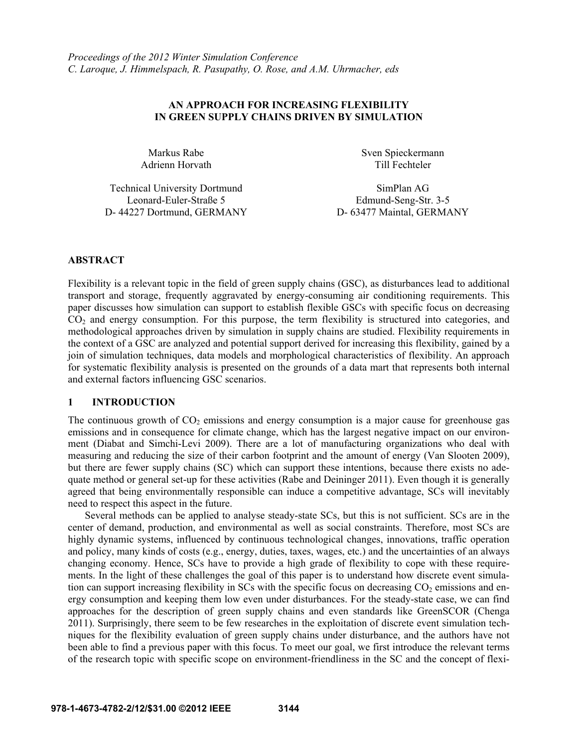*Proceedings of the 2012 Winter Simulation Conference*
*C. Laroque, J. Himmelspach, R. Pasupathy, O. Rose, and A.M. Uhrmacher, eds*

# AN APPROACH FOR INCREASING FLEXIBILITY IN GREEN SUPPLY CHAINS DRIVEN BY SIMULATION

Markus Rabe
Adrienn Horvath

Technical University Dortmund
Leonard-Euler-Straße 5
D- 44227 Dortmund, GERMANY

Sven Spieckermann
Till Fechteler

SimPlan AG
Edmund-Seng-Str. 3-5
D- 63477 Maintal, GERMANY

## ABSTRACT

Flexibility is a relevant topic in the field of green supply chains (GSC), as disturbances lead to additional transport and storage, frequently aggravated by energy-consuming air conditioning requirements. This paper discusses how simulation can support to establish flexible GSCs with specific focus on decreasing $CO_2$ and energy consumption. For this purpose, the term flexibility is structured into categories, and methodological approaches driven by simulation in supply chains are studied. Flexibility requirements in the context of a GSC are analyzed and potential support derived for increasing this flexibility, gained by a join of simulation techniques, data models and morphological characteristics of flexibility. An approach for systematic flexibility analysis is presented on the grounds of a data mart that represents both internal and external factors influencing GSC scenarios.

## 1 INTRODUCTION

The continuous growth of $CO_2$ emissions and energy consumption is a major cause for greenhouse gas emissions and in consequence for climate change, which has the largest negative impact on our environment (Diabat and Simchi-Levi 2009). There are a lot of manufacturing organizations who deal with measuring and reducing the size of their carbon footprint and the amount of energy (Van Slooten 2009), but there are fewer supply chains (SC) which can support these intentions, because there exists no adequate method or general set-up for these activities (Rabe and Deininger 2011). Even though it is generally agreed that being environmentally responsible can induce a competitive advantage, SCs will inevitably need to respect this aspect in the future.

Several methods can be applied to analyse steady-state SCs, but this is not sufficient. SCs are in the center of demand, production, and environmental as well as social constraints. Therefore, most SCs are highly dynamic systems, influenced by continuous technological changes, innovations, traffic operation and policy, many kinds of costs (e.g., energy, duties, taxes, wages, etc.) and the uncertainties of an always changing economy. Hence, SCs have to provide a high grade of flexibility to cope with these requirements. In the light of these challenges the goal of this paper is to understand how discrete event simulation can support increasing flexibility in SCs with the specific focus on decreasing $CO_2$ emissions and energy consumption and keeping them low even under disturbances. For the steady-state case, we can find approaches for the description of green supply chains and even standards like GreenSCOR (Chenga 2011). Surprisingly, there seem to be few researches in the exploitation of discrete event simulation techniques for the flexibility evaluation of green supply chains under disturbance, and the authors have not been able to find a previous paper with this focus. To meet our goal, we first introduce the relevant terms of the research topic with specific scope on environment-friendliness in the SC and the concept of flexi-

978-1-4673-4782-2/12/$31.00 ©2012 IEEE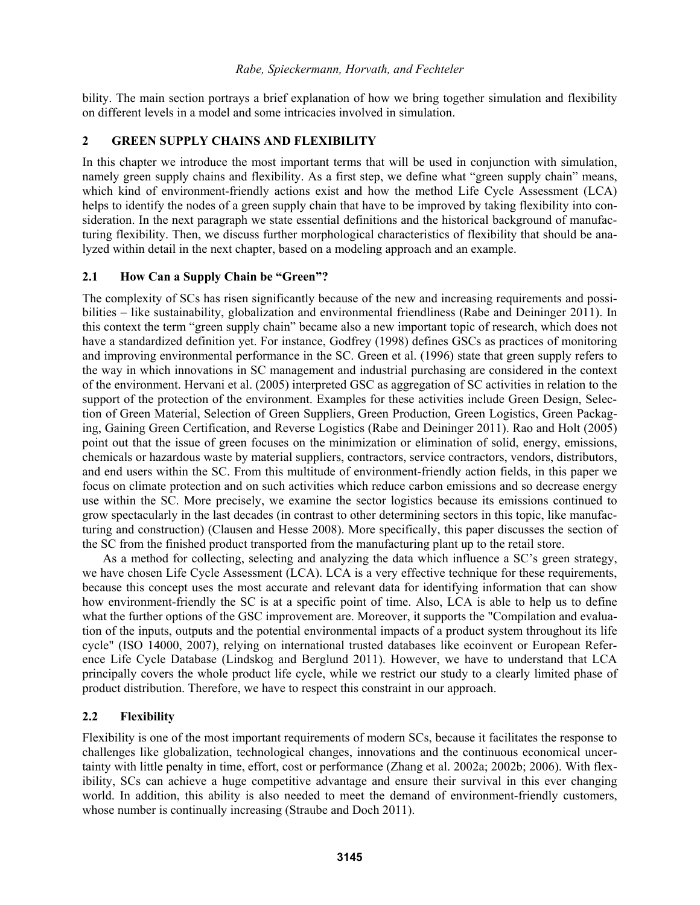bility. The main section portrays a brief explanation of how we bring together simulation and flexibility on different levels in a model and some intricacies involved in simulation.

## 2 GREEN SUPPLY CHAINS AND FLEXIBILITY

In this chapter we introduce the most important terms that will be used in conjunction with simulation, namely green supply chains and flexibility. As a first step, we define what "green supply chain" means, which kind of environment-friendly actions exist and how the method Life Cycle Assessment (LCA) helps to identify the nodes of a green supply chain that have to be improved by taking flexibility into consideration. In the next paragraph we state essential definitions and the historical background of manufacturing flexibility. Then, we discuss further morphological characteristics of flexibility that should be analyzed within detail in the next chapter, based on a modeling approach and an example.

### 2.1 How Can a Supply Chain be "Green"?

The complexity of SCs has risen significantly because of the new and increasing requirements and possibilities – like sustainability, globalization and environmental friendliness (Rabe and Deininger 2011). In this context the term "green supply chain" became also a new important topic of research, which does not have a standardized definition yet. For instance, Godfrey (1998) defines GSCs as practices of monitoring and improving environmental performance in the SC. Green et al. (1996) state that green supply refers to the way in which innovations in SC management and industrial purchasing are considered in the context of the environment. Hervani et al. (2005) interpreted GSC as aggregation of SC activities in relation to the support of the protection of the environment. Examples for these activities include Green Design, Selection of Green Material, Selection of Green Suppliers, Green Production, Green Logistics, Green Packaging, Gaining Green Certification, and Reverse Logistics (Rabe and Deininger 2011). Rao and Holt (2005) point out that the issue of green focuses on the minimization or elimination of solid, energy, emissions, chemicals or hazardous waste by material suppliers, contractors, service contractors, vendors, distributors, and end users within the SC. From this multitude of environment-friendly action fields, in this paper we focus on climate protection and on such activities which reduce carbon emissions and so decrease energy use within the SC. More precisely, we examine the sector logistics because its emissions continued to grow spectacularly in the last decades (in contrast to other determining sectors in this topic, like manufacturing and construction) (Clausen and Hesse 2008). More specifically, this paper discusses the section of the SC from the finished product transported from the manufacturing plant up to the retail store.

As a method for collecting, selecting and analyzing the data which influence a SC's green strategy, we have chosen Life Cycle Assessment (LCA). LCA is a very effective technique for these requirements, because this concept uses the most accurate and relevant data for identifying information that can show how environment-friendly the SC is at a specific point of time. Also, LCA is able to help us to define what the further options of the GSC improvement are. Moreover, it supports the "Compilation and evaluation of the inputs, outputs and the potential environmental impacts of a product system throughout its life cycle" (ISO 14000, 2007), relying on international trusted databases like ecoinvent or European Reference Life Cycle Database (Lindskog and Berglund 2011). However, we have to understand that LCA principally covers the whole product life cycle, while we restrict our study to a clearly limited phase of product distribution. Therefore, we have to respect this constraint in our approach.

### 2.2 Flexibility

Flexibility is one of the most important requirements of modern SCs, because it facilitates the response to challenges like globalization, technological changes, innovations and the continuous economical uncertainty with little penalty in time, effort, cost or performance (Zhang et al. 2002a; 2002b; 2006). With flexibility, SCs can achieve a huge competitive advantage and ensure their survival in this ever changing world. In addition, this ability is also needed to meet the demand of environment-friendly customers, whose number is continually increasing (Straube and Doch 2011).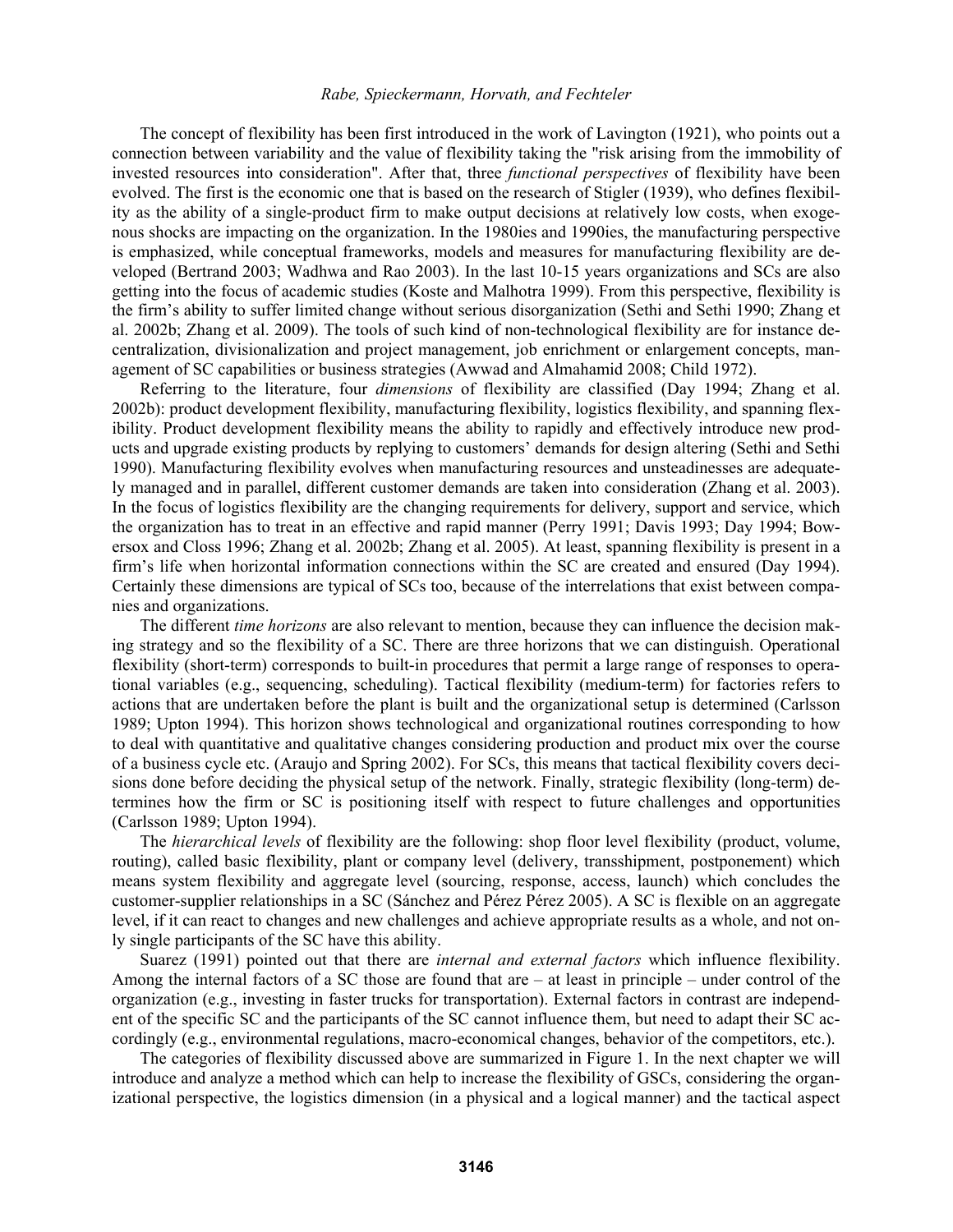The concept of flexibility has been first introduced in the work of Lavington (1921), who points out a connection between variability and the value of flexibility taking the "risk arising from the immobility of invested resources into consideration". After that, three *functional perspectives* of flexibility have been evolved. The first is the economic one that is based on the research of Stigler (1939), who defines flexibility as the ability of a single-product firm to make output decisions at relatively low costs, when exogenous shocks are impacting on the organization. In the 1980ies and 1990ies, the manufacturing perspective is emphasized, while conceptual frameworks, models and measures for manufacturing flexibility are developed (Bertrand 2003; Wadhwa and Rao 2003). In the last 10-15 years organizations and SCs are also getting into the focus of academic studies (Koste and Malhotra 1999). From this perspective, flexibility is the firm's ability to suffer limited change without serious disorganization (Sethi and Sethi 1990; Zhang et al. 2002b; Zhang et al. 2009). The tools of such kind of non-technological flexibility are for instance decentralization, divisionalization and project management, job enrichment or enlargement concepts, management of SC capabilities or business strategies (Awwad and Almahamid 2008; Child 1972).

Referring to the literature, four *dimensions* of flexibility are classified (Day 1994; Zhang et al. 2002b): product development flexibility, manufacturing flexibility, logistics flexibility, and spanning flexibility. Product development flexibility means the ability to rapidly and effectively introduce new products and upgrade existing products by replying to customers' demands for design altering (Sethi and Sethi 1990). Manufacturing flexibility evolves when manufacturing resources and unsteadinesses are adequately managed and in parallel, different customer demands are taken into consideration (Zhang et al. 2003). In the focus of logistics flexibility are the changing requirements for delivery, support and service, which the organization has to treat in an effective and rapid manner (Perry 1991; Davis 1993; Day 1994; Bowersox and Closs 1996; Zhang et al. 2002b; Zhang et al. 2005). At least, spanning flexibility is present in a firm's life when horizontal information connections within the SC are created and ensured (Day 1994). Certainly these dimensions are typical of SCs too, because of the interrelations that exist between companies and organizations.

The different *time horizons* are also relevant to mention, because they can influence the decision making strategy and so the flexibility of a SC. There are three horizons that we can distinguish. Operational flexibility (short-term) corresponds to built-in procedures that permit a large range of responses to operational variables (e.g., sequencing, scheduling). Tactical flexibility (medium-term) for factories refers to actions that are undertaken before the plant is built and the organizational setup is determined (Carlsson 1989; Upton 1994). This horizon shows technological and organizational routines corresponding to how to deal with quantitative and qualitative changes considering production and product mix over the course of a business cycle etc. (Araujo and Spring 2002). For SCs, this means that tactical flexibility covers decisions done before deciding the physical setup of the network. Finally, strategic flexibility (long-term) determines how the firm or SC is positioning itself with respect to future challenges and opportunities (Carlsson 1989; Upton 1994).

The *hierarchical levels* of flexibility are the following: shop floor level flexibility (product, volume, routing), called basic flexibility, plant or company level (delivery, transshipment, postponement) which means system flexibility and aggregate level (sourcing, response, access, launch) which concludes the customer-supplier relationships in a SC (Sánchez and Pérez Pérez 2005). A SC is flexible on an aggregate level, if it can react to changes and new challenges and achieve appropriate results as a whole, and not only single participants of the SC have this ability.

Suarez (1991) pointed out that there are *internal and external factors* which influence flexibility. Among the internal factors of a SC those are found that are – at least in principle – under control of the organization (e.g., investing in faster trucks for transportation). External factors in contrast are independent of the specific SC and the participants of the SC cannot influence them, but need to adapt their SC accordingly (e.g., environmental regulations, macro-economical changes, behavior of the competitors, etc.).

The categories of flexibility discussed above are summarized in Figure 1. In the next chapter we will introduce and analyze a method which can help to increase the flexibility of GSCs, considering the organizational perspective, the logistics dimension (in a physical and a logical manner) and the tactical aspect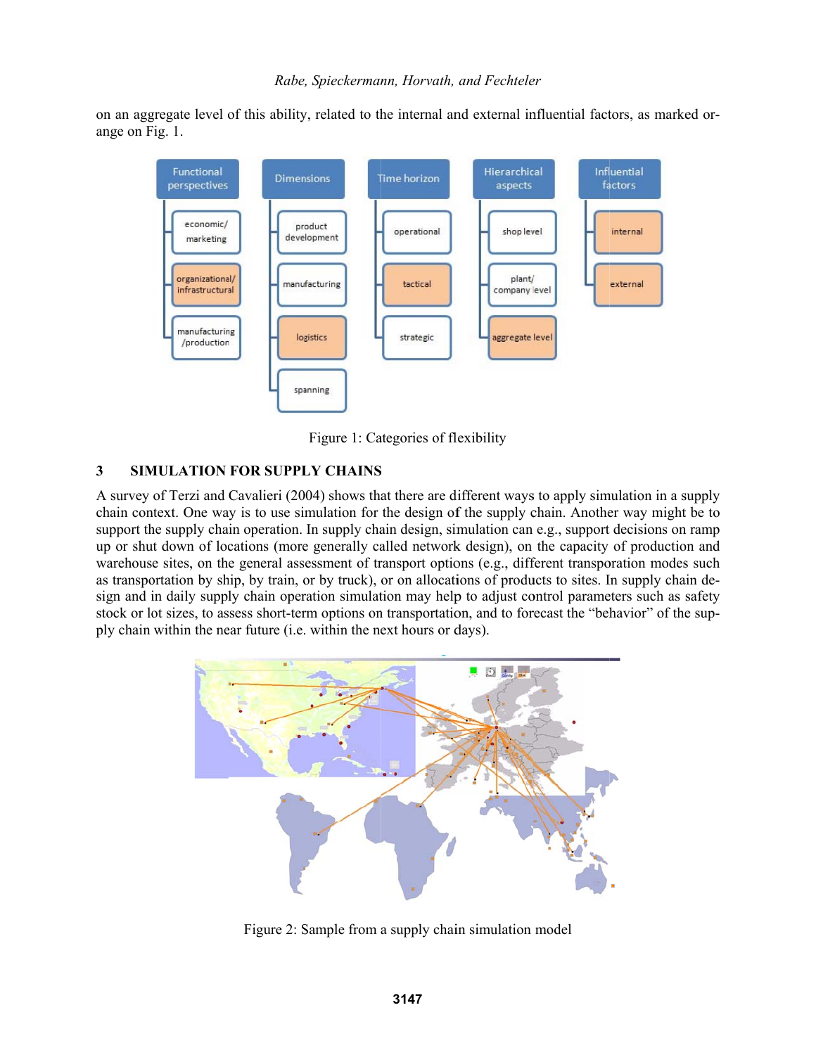on an aggregate level of this ability, related to the internal and external influential factors, as marked orange on Fig. 1.

Figure 1: Categories of flexibility

## 3 SIMULATION FOR SUPPLY CHAINS

A survey of Terzi and Cavalieri (2004) shows that there are different ways to apply simulation in a supply chain context. One way is to use simulation for the design of the supply chain. Another way might be to support the supply chain operation. In supply chain design, simulation can e.g., support decisions on ramp up or shut down of locations (more generally called network design), on the capacity of production and warehouse sites, on the general assessment of transport options (e.g., different transporation modes such as transportation by ship, by train, or by truck), or on allocations of products to sites. In supply chain design and in daily supply chain operation simulation may help to adjust control parameters such as safety stock or lot sizes, to assess short-term options on transportation, and to forecast the "behavior" of the supply chain within the near future (i.e. within the next hours or days).

Figure 2: Sample from a supply chain simulation model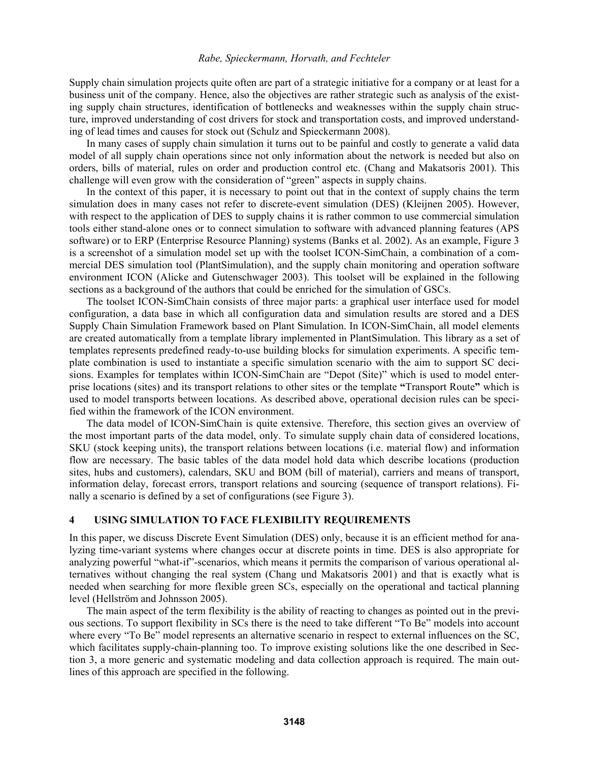Supply chain simulation projects quite often are part of a strategic initiative for a company or at least for a business unit of the company. Hence, also the objectives are rather strategic such as analysis of the existing supply chain structures, identification of bottlenecks and weaknesses within the supply chain structure, improved understanding of cost drivers for stock and transportation costs, and improved understanding of lead times and causes for stock out (Schulz and Spieckermann 2008).

In many cases of supply chain simulation it turns out to be painful and costly to generate a valid data model of all supply chain operations since not only information about the network is needed but also on orders, bills of material, rules on order and production control etc. (Chang and Makatsoris 2001). This challenge will even grow with the consideration of "green" aspects in supply chains.

In the context of this paper, it is necessary to point out that in the context of supply chains the term simulation does in many cases not refer to discrete-event simulation (DES) (Kleijnen 2005). However, with respect to the application of DES to supply chains it is rather common to use commercial simulation tools either stand-alone ones or to connect simulation to software with advanced planning features (APS software) or to ERP (Enterprise Resource Planning) systems (Banks et al. 2002). As an example, Figure 3 is a screenshot of a simulation model set up with the toolset ICON-SimChain, a combination of a commercial DES simulation tool (PlantSimulation), and the supply chain monitoring and operation software environment ICON (Alicke and Gutenschwager 2003). This toolset will be explained in the following sections as a background of the authors that could be enriched for the simulation of GSCs.

The toolset ICON-SimChain consists of three major parts: a graphical user interface used for model configuration, a data base in which all configuration data and simulation results are stored and a DES Supply Chain Simulation Framework based on Plant Simulation. In ICON-SimChain, all model elements are created automatically from a template library implemented in PlantSimulation. This library as a set of templates represents predefined ready-to-use building blocks for simulation experiments. A specific template combination is used to instantiate a specific simulation scenario with the aim to support SC decisions. Examples for templates within ICON-SimChain are "Depot (Site)" which is used to model enterprise locations (sites) and its transport relations to other sites or the template **"**Transport Route**"** which is used to model transports between locations. As described above, operational decision rules can be specified within the framework of the ICON environment.

The data model of ICON-SimChain is quite extensive. Therefore, this section gives an overview of the most important parts of the data model, only. To simulate supply chain data of considered locations, SKU (stock keeping units), the transport relations between locations (i.e. material flow) and information flow are necessary. The basic tables of the data model hold data which describe locations (production sites, hubs and customers), calendars, SKU and BOM (bill of material), carriers and means of transport, information delay, forecast errors, transport relations and sourcing (sequence of transport relations). Finally a scenario is defined by a set of configurations (see Figure 3).

## 4 USING SIMULATION TO FACE FLEXIBILITY REQUIREMENTS

In this paper, we discuss Discrete Event Simulation (DES) only, because it is an efficient method for analyzing time-variant systems where changes occur at discrete points in time. DES is also appropriate for analyzing powerful "what-if"-scenarios, which means it permits the comparison of various operational alternatives without changing the real system (Chang und Makatsoris 2001) and that is exactly what is needed when searching for more flexible green SCs, especially on the operational and tactical planning level (Hellström and Johnsson 2005).

The main aspect of the term flexibility is the ability of reacting to changes as pointed out in the previous sections. To support flexibility in SCs there is the need to take different "To Be" models into account where every "To Be" model represents an alternative scenario in respect to external influences on the SC, which facilitates supply-chain-planning too. To improve existing solutions like the one described in Section 3, a more generic and systematic modeling and data collection approach is required. The main outlines of this approach are specified in the following.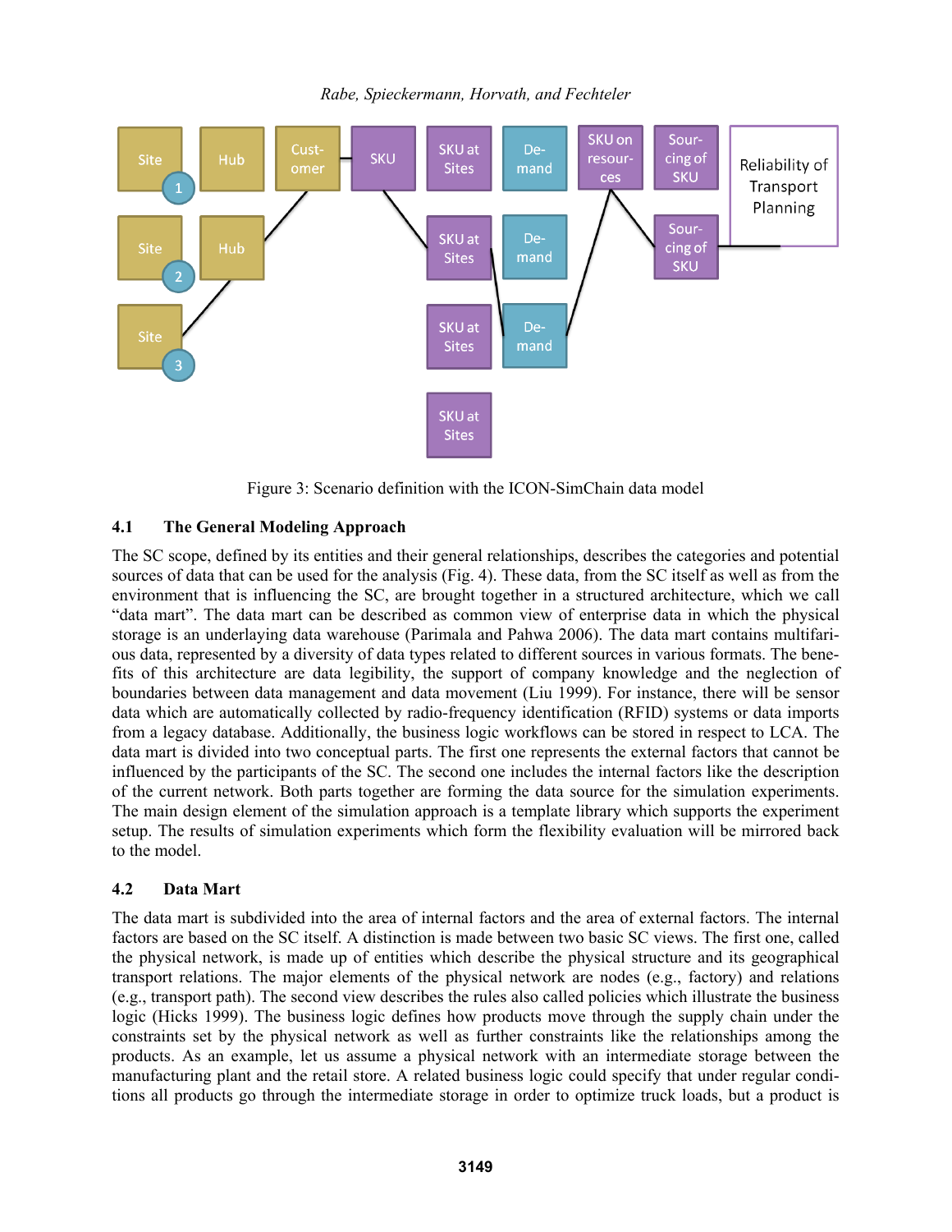Figure 3: Scenario definition with the ICON-SimChain data model

### 4.1 The General Modeling Approach

The SC scope, defined by its entities and their general relationships, describes the categories and potential sources of data that can be used for the analysis (Fig. 4). These data, from the SC itself as well as from the environment that is influencing the SC, are brought together in a structured architecture, which we call "data mart". The data mart can be described as common view of enterprise data in which the physical storage is an underlaying data warehouse (Parimala and Pahwa 2006). The data mart contains multifarious data, represented by a diversity of data types related to different sources in various formats. The benefits of this architecture are data legibility, the support of company knowledge and the neglection of boundaries between data management and data movement (Liu 1999). For instance, there will be sensor data which are automatically collected by radio-frequency identification (RFID) systems or data imports from a legacy database. Additionally, the business logic workflows can be stored in respect to LCA. The data mart is divided into two conceptual parts. The first one represents the external factors that cannot be influenced by the participants of the SC. The second one includes the internal factors like the description of the current network. Both parts together are forming the data source for the simulation experiments. The main design element of the simulation approach is a template library which supports the experiment setup. The results of simulation experiments which form the flexibility evaluation will be mirrored back to the model.

### 4.2 Data Mart

The data mart is subdivided into the area of internal factors and the area of external factors. The internal factors are based on the SC itself. A distinction is made between two basic SC views. The first one, called the physical network, is made up of entities which describe the physical structure and its geographical transport relations. The major elements of the physical network are nodes (e.g., factory) and relations (e.g., transport path). The second view describes the rules also called policies which illustrate the business logic (Hicks 1999). The business logic defines how products move through the supply chain under the constraints set by the physical network as well as further constraints like the relationships among the products. As an example, let us assume a physical network with an intermediate storage between the manufacturing plant and the retail store. A related business logic could specify that under regular conditions all products go through the intermediate storage in order to optimize truck loads, but a product is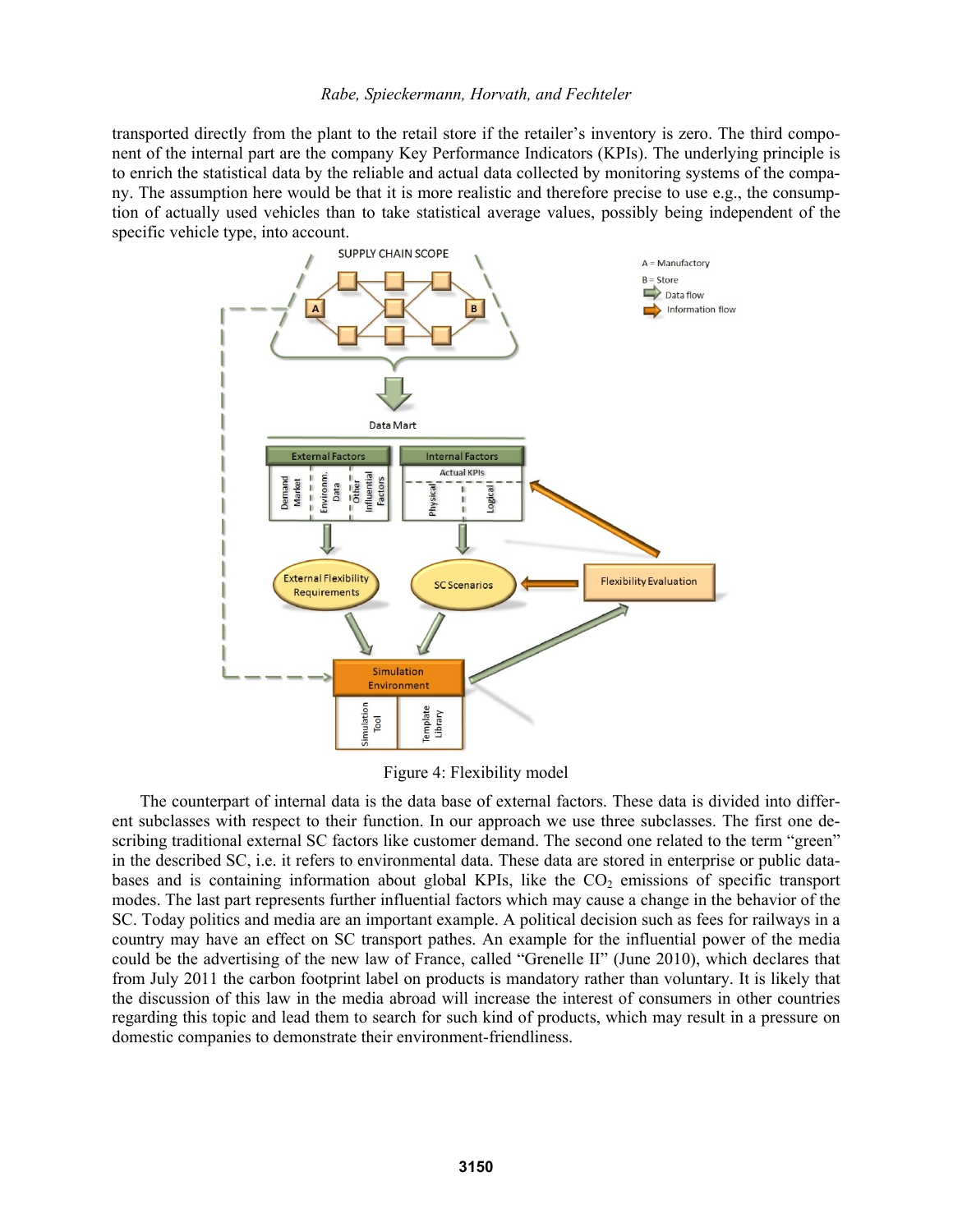transported directly from the plant to the retail store if the retailer's inventory is zero. The third component of the internal part are the company Key Performance Indicators (KPIs). The underlying principle is to enrich the statistical data by the reliable and actual data collected by monitoring systems of the company. The assumption here would be that it is more realistic and therefore precise to use e.g., the consumption of actually used vehicles than to take statistical average values, possibly being independent of the specific vehicle type, into account.

Figure 4: Flexibility model

The counterpart of internal data is the data base of external factors. These data is divided into different subclasses with respect to their function. In our approach we use three subclasses. The first one describing traditional external SC factors like customer demand. The second one related to the term "green" in the described SC, i.e. it refers to environmental data. These data are stored in enterprise or public databases and is containing information about global KPIs, like the $CO_2$ emissions of specific transport modes. The last part represents further influential factors which may cause a change in the behavior of the SC. Today politics and media are an important example. A political decision such as fees for railways in a country may have an effect on SC transport pathes. An example for the influential power of the media could be the advertising of the new law of France, called "Grenelle II" (June 2010), which declares that from July 2011 the carbon footprint label on products is mandatory rather than voluntary. It is likely that the discussion of this law in the media abroad will increase the interest of consumers in other countries regarding this topic and lead them to search for such kind of products, which may result in a pressure on domestic companies to demonstrate their environment-friendliness.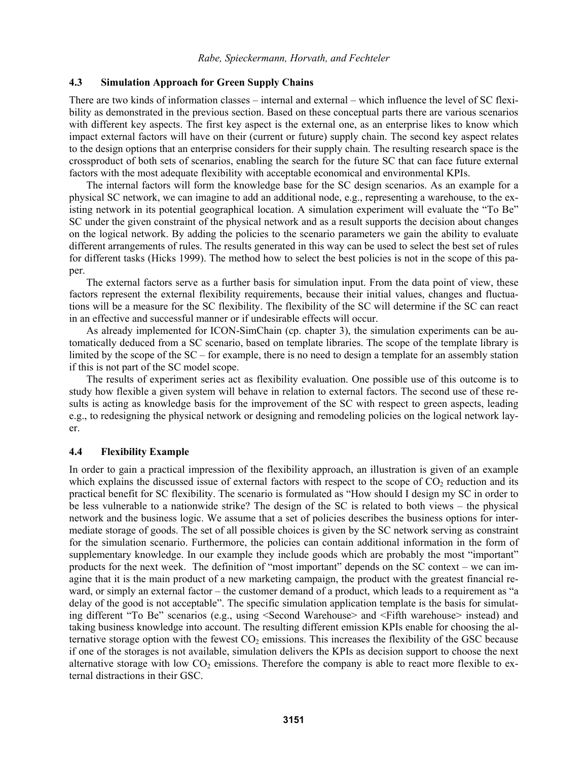### 4.3 Simulation Approach for Green Supply Chains

There are two kinds of information classes – internal and external – which influence the level of SC flexibility as demonstrated in the previous section. Based on these conceptual parts there are various scenarios with different key aspects. The first key aspect is the external one, as an enterprise likes to know which impact external factors will have on their (current or future) supply chain. The second key aspect relates to the design options that an enterprise considers for their supply chain. The resulting research space is the crossproduct of both sets of scenarios, enabling the search for the future SC that can face future external factors with the most adequate flexibility with acceptable economical and environmental KPIs.

The internal factors will form the knowledge base for the SC design scenarios. As an example for a physical SC network, we can imagine to add an additional node, e.g., representing a warehouse, to the existing network in its potential geographical location. A simulation experiment will evaluate the "To Be" SC under the given constraint of the physical network and as a result supports the decision about changes on the logical network. By adding the policies to the scenario parameters we gain the ability to evaluate different arrangements of rules. The results generated in this way can be used to select the best set of rules for different tasks (Hicks 1999). The method how to select the best policies is not in the scope of this paper.

The external factors serve as a further basis for simulation input. From the data point of view, these factors represent the external flexibility requirements, because their initial values, changes and fluctuations will be a measure for the SC flexibility. The flexibility of the SC will determine if the SC can react in an effective and successful manner or if undesirable effects will occur.

As already implemented for ICON-SimChain (cp. chapter 3), the simulation experiments can be automatically deduced from a SC scenario, based on template libraries. The scope of the template library is limited by the scope of the SC – for example, there is no need to design a template for an assembly station if this is not part of the SC model scope.

The results of experiment series act as flexibility evaluation. One possible use of this outcome is to study how flexible a given system will behave in relation to external factors. The second use of these results is acting as knowledge basis for the improvement of the SC with respect to green aspects, leading e.g., to redesigning the physical network or designing and remodeling policies on the logical network layer.

### 4.4 Flexibility Example

In order to gain a practical impression of the flexibility approach, an illustration is given of an example which explains the discussed issue of external factors with respect to the scope of $CO_2$ reduction and its practical benefit for SC flexibility. The scenario is formulated as "How should I design my SC in order to be less vulnerable to a nationwide strike? The design of the SC is related to both views – the physical network and the business logic. We assume that a set of policies describes the business options for intermediate storage of goods. The set of all possible choices is given by the SC network serving as constraint for the simulation scenario. Furthermore, the policies can contain additional information in the form of supplementary knowledge. In our example they include goods which are probably the most "important" products for the next week. The definition of "most important" depends on the SC context – we can imagine that it is the main product of a new marketing campaign, the product with the greatest financial reward, or simply an external factor – the customer demand of a product, which leads to a requirement as "a delay of the good is not acceptable". The specific simulation application template is the basis for simulating different "To Be" scenarios (e.g., using <Second Warehouse> and <Fifth warehouse> instead) and taking business knowledge into account. The resulting different emission KPIs enable for choosing the alternative storage option with the fewest $CO_2$ emissions. This increases the flexibility of the GSC because if one of the storages is not available, simulation delivers the KPIs as decision support to choose the next alternative storage with low $CO_2$ emissions. Therefore the company is able to react more flexible to external distractions in their GSC.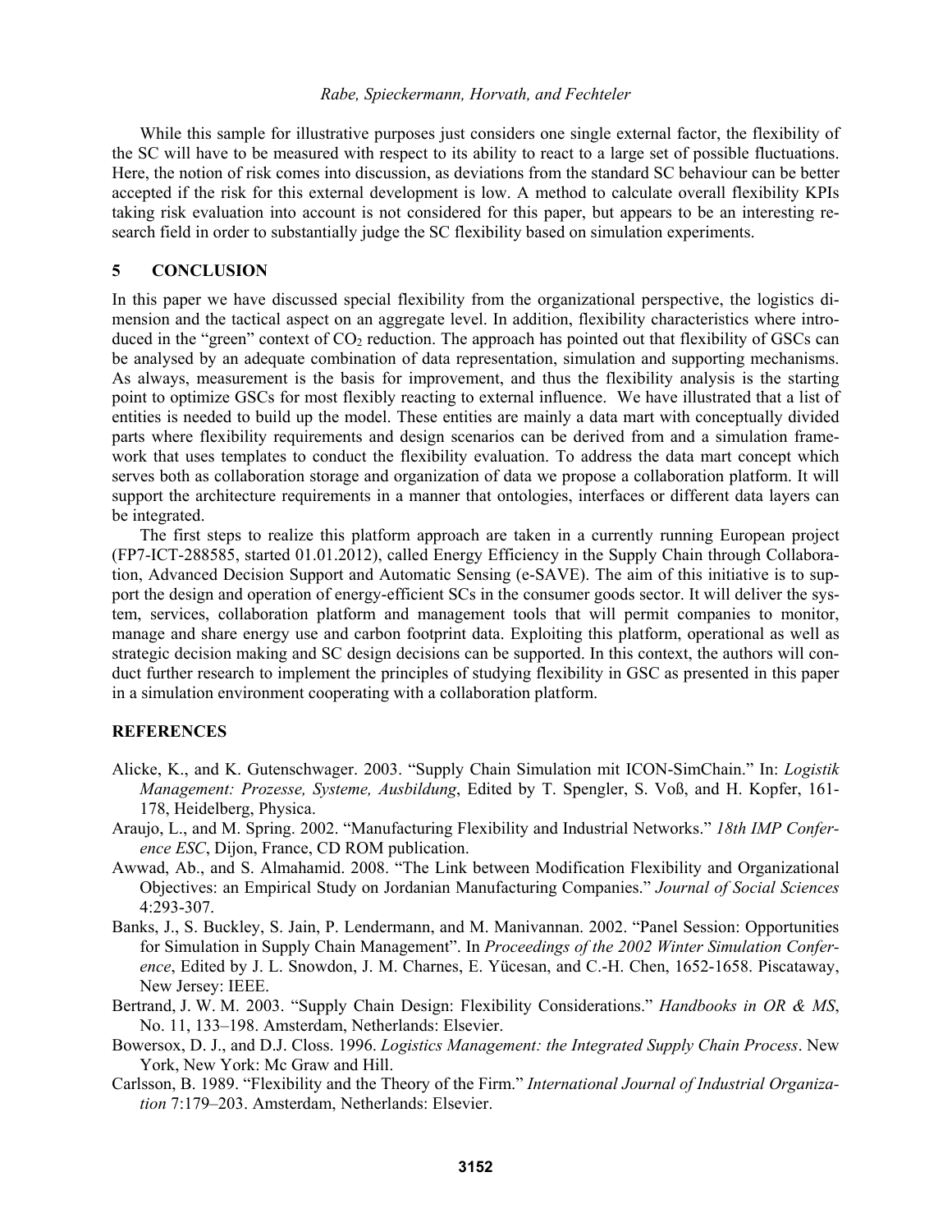While this sample for illustrative purposes just considers one single external factor, the flexibility of the SC will have to be measured with respect to its ability to react to a large set of possible fluctuations. Here, the notion of risk comes into discussion, as deviations from the standard SC behaviour can be better accepted if the risk for this external development is low. A method to calculate overall flexibility KPIs taking risk evaluation into account is not considered for this paper, but appears to be an interesting research field in order to substantially judge the SC flexibility based on simulation experiments.

## 5 CONCLUSION

In this paper we have discussed special flexibility from the organizational perspective, the logistics dimension and the tactical aspect on an aggregate level. In addition, flexibility characteristics where introduced in the "green" context of $CO_2$ reduction. The approach has pointed out that flexibility of GSCs can be analysed by an adequate combination of data representation, simulation and supporting mechanisms. As always, measurement is the basis for improvement, and thus the flexibility analysis is the starting point to optimize GSCs for most flexibly reacting to external influence. We have illustrated that a list of entities is needed to build up the model. These entities are mainly a data mart with conceptually divided parts where flexibility requirements and design scenarios can be derived from and a simulation framework that uses templates to conduct the flexibility evaluation. To address the data mart concept which serves both as collaboration storage and organization of data we propose a collaboration platform. It will support the architecture requirements in a manner that ontologies, interfaces or different data layers can be integrated.

The first steps to realize this platform approach are taken in a currently running European project (FP7-ICT-288585, started 01.01.2012), called Energy Efficiency in the Supply Chain through Collaboration, Advanced Decision Support and Automatic Sensing (e-SAVE). The aim of this initiative is to support the design and operation of energy-efficient SCs in the consumer goods sector. It will deliver the system, services, collaboration platform and management tools that will permit companies to monitor, manage and share energy use and carbon footprint data. Exploiting this platform, operational as well as strategic decision making and SC design decisions can be supported. In this context, the authors will conduct further research to implement the principles of studying flexibility in GSC as presented in this paper in a simulation environment cooperating with a collaboration platform.

## REFERENCES

Alicke, K., and K. Gutenschwager. 2003. "Supply Chain Simulation mit ICON-SimChain." In: *Logistik Management: Prozesse, Systeme, Ausbildung*, Edited by T. Spengler, S. Voß, and H. Kopfer, 161-178, Heidelberg, Physica.

Araujo, L., and M. Spring. 2002. "Manufacturing Flexibility and Industrial Networks." *18th IMP Conference ESC*, Dijon, France, CD ROM publication.

Awwad, Ab., and S. Almahamid. 2008. "The Link between Modification Flexibility and Organizational Objectives: an Empirical Study on Jordanian Manufacturing Companies." *Journal of Social Sciences* 4:293-307.

Banks, J., S. Buckley, S. Jain, P. Lendermann, and M. Manivannan. 2002. "Panel Session: Opportunities for Simulation in Supply Chain Management". In *Proceedings of the 2002 Winter Simulation Conference*, Edited by J. L. Snowdon, J. M. Charnes, E. Yücesan, and C.-H. Chen, 1652-1658. Piscataway, New Jersey: IEEE.

Bertrand, J. W. M. 2003. "Supply Chain Design: Flexibility Considerations." *Handbooks in OR & MS*, No. 11, 133–198. Amsterdam, Netherlands: Elsevier.

Bowersox, D. J., and D.J. Closs. 1996. *Logistics Management: the Integrated Supply Chain Process*. New York, New York: Mc Graw and Hill.

Carlsson, B. 1989. "Flexibility and the Theory of the Firm." *International Journal of Industrial Organization* 7:179–203. Amsterdam, Netherlands: Elsevier.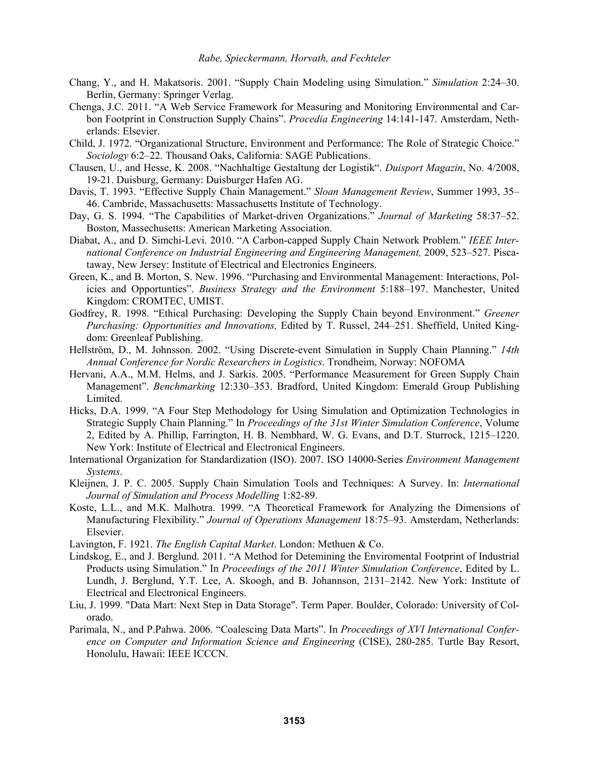Chang, Y., and H. Makatsoris. 2001. "Supply Chain Modeling using Simulation." *Simulation* 2:24–30. Berlin, Germany: Springer Verlag.

Chenga, J.C. 2011. "A Web Service Framework for Measuring and Monitoring Environmental and Carbon Footprint in Construction Supply Chains". *Procedia Engineering* 14:141-147. Amsterdam, Netherlands: Elsevier.

Child, J. 1972. "Organizational Structure, Environment and Performance: The Role of Strategic Choice." *Sociology* 6:2–22. Thousand Oaks, California: SAGE Publications.

Clausen, U., and Hesse, K. 2008. "Nachhaltige Gestaltung der Logistik". *Duisport Magazin*, No. 4/2008, 19-21. Duisburg, Germany: Duisburger Hafen AG.

Davis, T. 1993. "Effective Supply Chain Management." *Sloan Management Review*, Summer 1993, 35–46. Cambride, Massachusetts: Massachusetts Institute of Technology.

Day, G. S. 1994. "The Capabilities of Market-driven Organizations." *Journal of Marketing* 58:37–52. Boston, Massechusetts: American Marketing Association.

Diabat, A., and D. Simchi-Levi. 2010. "A Carbon-capped Supply Chain Network Problem." *IEEE International Conference on Industrial Engineering and Engineering Management,* 2009, 523–527. Piscataway, New Jersey: Institute of Electrical and Electronics Engineers.

Green, K., and B. Morton, S. New. 1996. "Purchasing and Environmental Management: Interactions, Policies and Opportunties". *Business Strategy and the Environment* 5:188–197. Manchester, United Kingdom: CROMTEC, UMIST.

Godfrey, R. 1998. "Ethical Purchasing: Developing the Supply Chain beyond Environment." *Greener Purchasing: Opportunities and Innovations,* Edited by T. Russel, 244–251. Sheffield, United Kingdom: Greenleaf Publishing.

Hellström, D., M. Johnsson. 2002. "Using Discrete-event Simulation in Supply Chain Planning." *14th Annual Conference for Nordic Researchers in Logistics*. Trondheim, Norway: NOFOMA

Hervani, A.A., M.M. Helms, and J. Sarkis. 2005. "Performance Measurement for Green Supply Chain Management". *Benchmarking* 12:330–353. Bradford, United Kingdom: Emerald Group Publishing Limited.

Hicks, D.A. 1999. "A Four Step Methodology for Using Simulation and Optimization Technologies in Strategic Supply Chain Planning." In *Proceedings of the 31st Winter Simulation Conference*, Volume 2, Edited by A. Phillip, Farrington, H. B. Nembhard, W. G. Evans, and D.T. Sturrock, 1215–1220. New York: Institute of Electrical and Electronical Engineers.

International Organization for Standardization (ISO). 2007. ISO 14000-Series *Environment Management Systems*.

Kleijnen, J. P. C. 2005. Supply Chain Simulation Tools and Techniques: A Survey. In: *International Journal of Simulation and Process Modelling* 1:82-89.

Koste, L.L., and M.K. Malhotra. 1999. "A Theoretical Framework for Analyzing the Dimensions of Manufacturing Flexibility." *Journal of Operations Management* 18:75–93. Amsterdam, Netherlands: Elsevier.

Lavington, F. 1921. *The English Capital Market*. London: Methuen & Co.

Lindskog, E., and J. Berglund. 2011. "A Method for Detemining the Enviromental Footprint of Industrial Products using Simulation." In *Proceedings of the 2011 Winter Simulation Conference*, Edited by L. Lundh, J. Berglund, Y.T. Lee, A. Skoogh, and B. Johannson, 2131–2142. New York: Institute of Electrical and Electronical Engineers.

Liu, J. 1999. "Data Mart: Next Step in Data Storage". Term Paper. Boulder, Colorado: University of Colorado.

Parimala, N., and P.Pahwa. 2006. "Coalescing Data Marts". In *Proceedings of XVI International Conference on Computer and Information Science and Engineering* (CISE), 280-285. Turtle Bay Resort, Honolulu, Hawaii: IEEE ICCCN.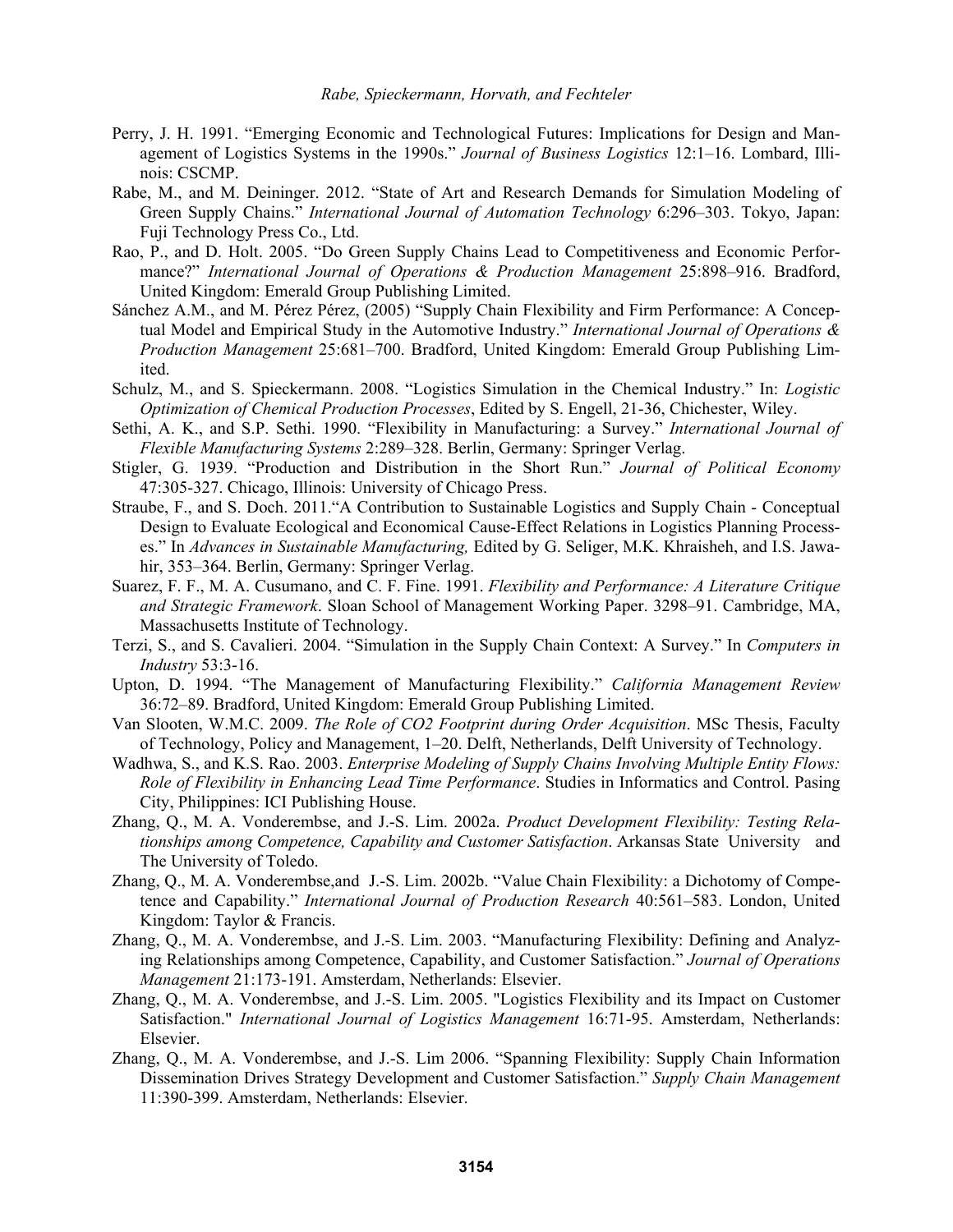Perry, J. H. 1991. “Emerging Economic and Technological Futures: Implications for Design and Management of Logistics Systems in the 1990s.” *Journal of Business Logistics* 12:1–16. Lombard, Illinois: CSCMP.

Rabe, M., and M. Deininger. 2012. “State of Art and Research Demands for Simulation Modeling of Green Supply Chains.” *International Journal of Automation Technology* 6:296–303. Tokyo, Japan: Fuji Technology Press Co., Ltd.

Rao, P., and D. Holt. 2005. “Do Green Supply Chains Lead to Competitiveness and Economic Performance?” *International Journal of Operations & Production Management* 25:898–916. Bradford, United Kingdom: Emerald Group Publishing Limited.

Sánchez A.M., and M. Pérez Pérez, (2005) “Supply Chain Flexibility and Firm Performance: A Conceptual Model and Empirical Study in the Automotive Industry.” *International Journal of Operations & Production Management* 25:681–700. Bradford, United Kingdom: Emerald Group Publishing Limited.

Schulz, M., and S. Spieckermann. 2008. “Logistics Simulation in the Chemical Industry.” In: *Logistic Optimization of Chemical Production Processes*, Edited by S. Engell, 21-36, Chichester, Wiley.

Sethi, A. K., and S.P. Sethi. 1990. “Flexibility in Manufacturing: a Survey.” *International Journal of Flexible Manufacturing Systems* 2:289–328. Berlin, Germany: Springer Verlag.

Stigler, G. 1939. “Production and Distribution in the Short Run.” *Journal of Political Economy* 47:305-327. Chicago, Illinois: University of Chicago Press.

Straube, F., and S. Doch. 2011.“A Contribution to Sustainable Logistics and Supply Chain - Conceptual Design to Evaluate Ecological and Economical Cause-Effect Relations in Logistics Planning Processes.” In *Advances in Sustainable Manufacturing,* Edited by G. Seliger, M.K. Khraisheh, and I.S. Jawahir, 353–364. Berlin, Germany: Springer Verlag.

Suarez, F. F., M. A. Cusumano, and C. F. Fine. 1991. *Flexibility and Performance: A Literature Critique and Strategic Framework*. Sloan School of Management Working Paper. 3298–91. Cambridge, MA, Massachusetts Institute of Technology.

Terzi, S., and S. Cavalieri. 2004. “Simulation in the Supply Chain Context: A Survey.” In *Computers in Industry* 53:3-16.

Upton, D. 1994. “The Management of Manufacturing Flexibility.” *California Management Review* 36:72–89. Bradford, United Kingdom: Emerald Group Publishing Limited.

Van Slooten, W.M.C. 2009. *The Role of CO2 Footprint during Order Acquisition*. MSc Thesis, Faculty of Technology, Policy and Management, 1–20. Delft, Netherlands, Delft University of Technology.

Wadhwa, S., and K.S. Rao. 2003. *Enterprise Modeling of Supply Chains Involving Multiple Entity Flows: Role of Flexibility in Enhancing Lead Time Performance*. Studies in Informatics and Control. Pasing City, Philippines: ICI Publishing House.

Zhang, Q., M. A. Vonderembse, and J.-S. Lim. 2002a. *Product Development Flexibility: Testing Relationships among Competence, Capability and Customer Satisfaction*. Arkansas State University and The University of Toledo.

Zhang, Q., M. A. Vonderembse,and J.-S. Lim. 2002b. “Value Chain Flexibility: a Dichotomy of Competence and Capability.” *International Journal of Production Research* 40:561–583. London, United Kingdom: Taylor & Francis.

Zhang, Q., M. A. Vonderembse, and J.-S. Lim. 2003. “Manufacturing Flexibility: Defining and Analyzing Relationships among Competence, Capability, and Customer Satisfaction.” *Journal of Operations Management* 21:173-191. Amsterdam, Netherlands: Elsevier.

Zhang, Q., M. A. Vonderembse, and J.-S. Lim. 2005. "Logistics Flexibility and its Impact on Customer Satisfaction." *International Journal of Logistics Management* 16:71-95. Amsterdam, Netherlands: Elsevier.

Zhang, Q., M. A. Vonderembse, and J.-S. Lim 2006. “Spanning Flexibility: Supply Chain Information Dissemination Drives Strategy Development and Customer Satisfaction.” *Supply Chain Management* 11:390-399. Amsterdam, Netherlands: Elsevier.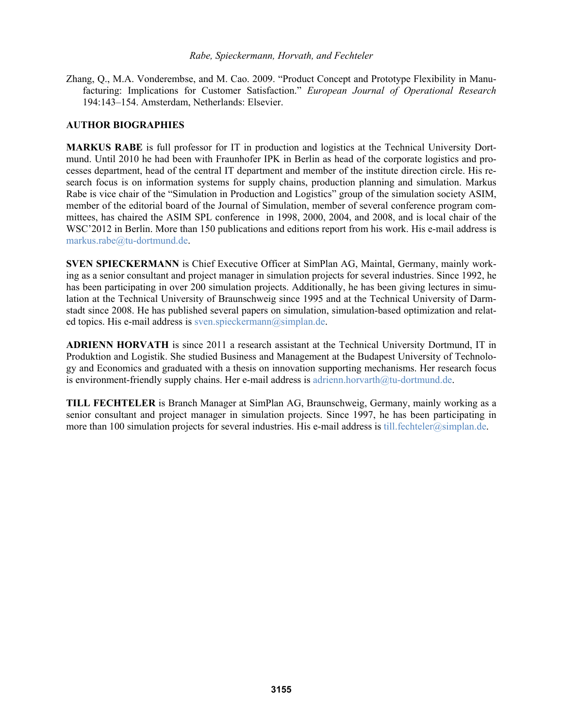Zhang, Q., M.A. Vonderembse, and M. Cao. 2009. "Product Concept and Prototype Flexibility in Manufacturing: Implications for Customer Satisfaction." *European Journal of Operational Research* 194:143–154. Amsterdam, Netherlands: Elsevier.

## AUTHOR BIOGRAPHIES

**MARKUS RABE** is full professor for IT in production and logistics at the Technical University Dortmund. Until 2010 he had been with Fraunhofer IPK in Berlin as head of the corporate logistics and processes department, head of the central IT department and member of the institute direction circle. His research focus is on information systems for supply chains, production planning and simulation. Markus Rabe is vice chair of the "Simulation in Production and Logistics" group of the simulation society ASIM, member of the editorial board of the Journal of Simulation, member of several conference program committees, has chaired the ASIM SPL conference in 1998, 2000, 2004, and 2008, and is local chair of the WSC'2012 in Berlin. More than 150 publications and editions report from his work. His e-mail address is markus.rabe@tu-dortmund.de.

**SVEN SPIECKERMANN** is Chief Executive Officer at SimPlan AG, Maintal, Germany, mainly working as a senior consultant and project manager in simulation projects for several industries. Since 1992, he has been participating in over 200 simulation projects. Additionally, he has been giving lectures in simulation at the Technical University of Braunschweig since 1995 and at the Technical University of Darmstadt since 2008. He has published several papers on simulation, simulation-based optimization and related topics. His e-mail address is sven.spieckermann@simplan.de.

**ADRIENN HORVATH** is since 2011 a research assistant at the Technical University Dortmund, IT in Produktion and Logistik. She studied Business and Management at the Budapest University of Technology and Economics and graduated with a thesis on innovation supporting mechanisms. Her research focus is environment-friendly supply chains. Her e-mail address is adrienn.horvath@tu-dortmund.de.

**TILL FECHTELER** is Branch Manager at SimPlan AG, Braunschweig, Germany, mainly working as a senior consultant and project manager in simulation projects. Since 1997, he has been participating in more than 100 simulation projects for several industries. His e-mail address is till.fechteler@simplan.de.